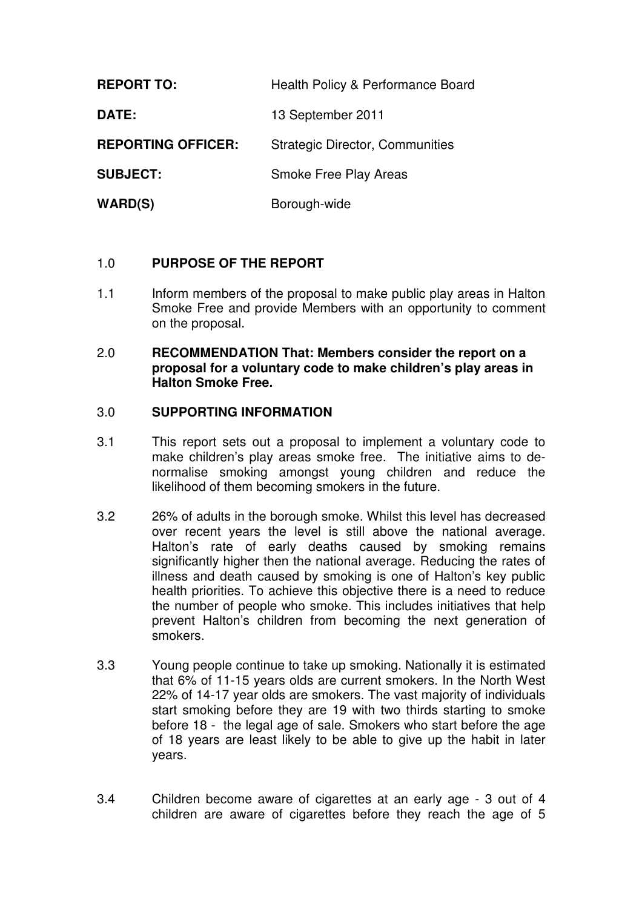| | |
|---|---|
| **REPORT TO:** | Health Policy & Performance Board |
| **DATE:** | 13 September 2011 |
| **REPORTING OFFICER:** | Strategic Director, Communities |
| **SUBJECT:** | Smoke Free Play Areas |
| **WARD(S)** | Borough-wide |

## 1.0 PURPOSE OF THE REPORT

1.1 Inform members of the proposal to make public play areas in Halton Smoke Free and provide Members with an opportunity to comment on the proposal.

## 2.0 RECOMMENDATION That: Members consider the report on a proposal for a voluntary code to make children's play areas in Halton Smoke Free.

## 3.0 SUPPORTING INFORMATION

3.1 This report sets out a proposal to implement a voluntary code to make children's play areas smoke free. The initiative aims to de-normalise smoking amongst young children and reduce the likelihood of them becoming smokers in the future.

3.2 26% of adults in the borough smoke. Whilst this level has decreased over recent years the level is still above the national average. Halton's rate of early deaths caused by smoking remains significantly higher then the national average. Reducing the rates of illness and death caused by smoking is one of Halton's key public health priorities. To achieve this objective there is a need to reduce the number of people who smoke. This includes initiatives that help prevent Halton's children from becoming the next generation of smokers.

3.3 Young people continue to take up smoking. Nationally it is estimated that 6% of 11-15 years olds are current smokers. In the North West 22% of 14-17 year olds are smokers. The vast majority of individuals start smoking before they are 19 with two thirds starting to smoke before 18 - the legal age of sale. Smokers who start before the age of 18 years are least likely to be able to give up the habit in later years.

3.4 Children become aware of cigarettes at an early age - 3 out of 4 children are aware of cigarettes before they reach the age of 5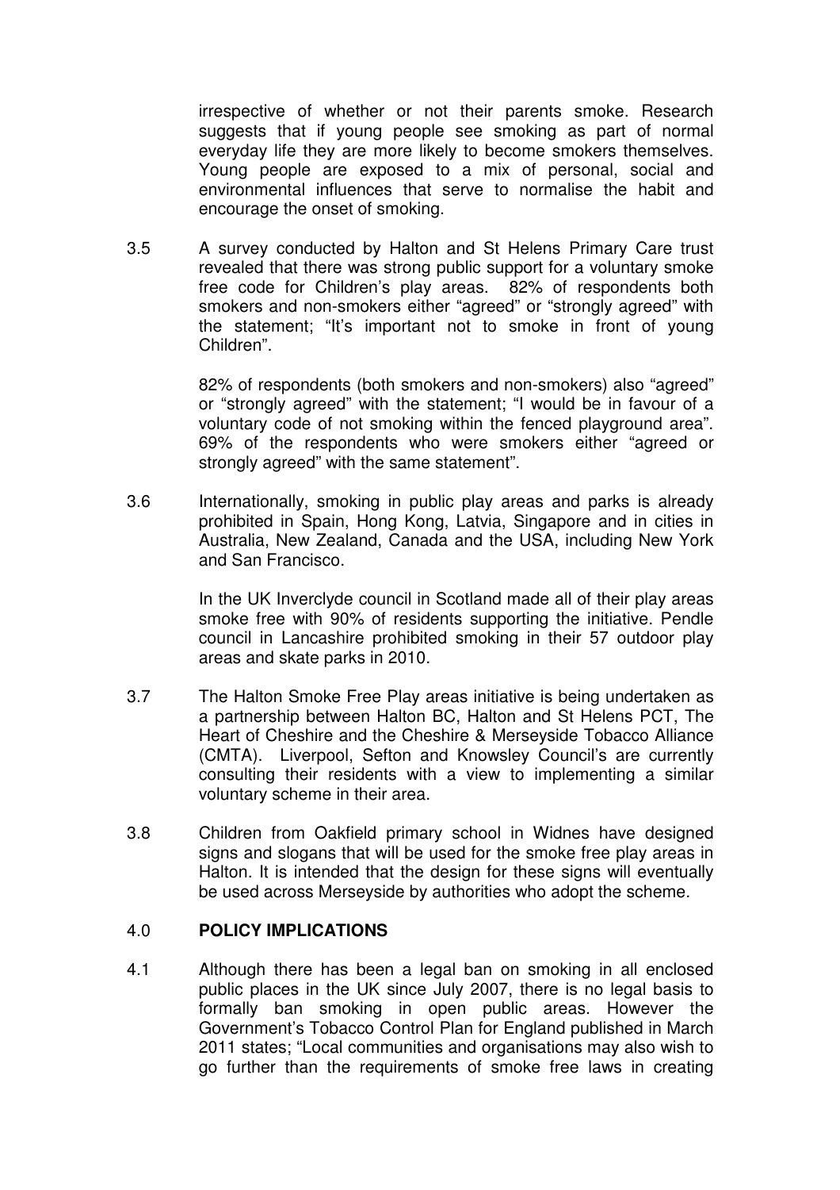irrespective of whether or not their parents smoke. Research suggests that if young people see smoking as part of normal everyday life they are more likely to become smokers themselves. Young people are exposed to a mix of personal, social and environmental influences that serve to normalise the habit and encourage the onset of smoking.

3.5 A survey conducted by Halton and St Helens Primary Care trust revealed that there was strong public support for a voluntary smoke free code for Children's play areas. 82% of respondents both smokers and non-smokers either "agreed" or "strongly agreed" with the statement; "It's important not to smoke in front of young Children".

82% of respondents (both smokers and non-smokers) also "agreed" or "strongly agreed" with the statement; "I would be in favour of a voluntary code of not smoking within the fenced playground area". 69% of the respondents who were smokers either "agreed or strongly agreed" with the same statement".

3.6 Internationally, smoking in public play areas and parks is already prohibited in Spain, Hong Kong, Latvia, Singapore and in cities in Australia, New Zealand, Canada and the USA, including New York and San Francisco.

In the UK Inverclyde council in Scotland made all of their play areas smoke free with 90% of residents supporting the initiative. Pendle council in Lancashire prohibited smoking in their 57 outdoor play areas and skate parks in 2010.

3.7 The Halton Smoke Free Play areas initiative is being undertaken as a partnership between Halton BC, Halton and St Helens PCT, The Heart of Cheshire and the Cheshire & Merseyside Tobacco Alliance (CMTA). Liverpool, Sefton and Knowsley Council's are currently consulting their residents with a view to implementing a similar voluntary scheme in their area.

3.8 Children from Oakfield primary school in Widnes have designed signs and slogans that will be used for the smoke free play areas in Halton. It is intended that the design for these signs will eventually be used across Merseyside by authorities who adopt the scheme.

## 4.0 POLICY IMPLICATIONS

4.1 Although there has been a legal ban on smoking in all enclosed public places in the UK since July 2007, there is no legal basis to formally ban smoking in open public areas. However the Government's Tobacco Control Plan for England published in March 2011 states; "Local communities and organisations may also wish to go further than the requirements of smoke free laws in creating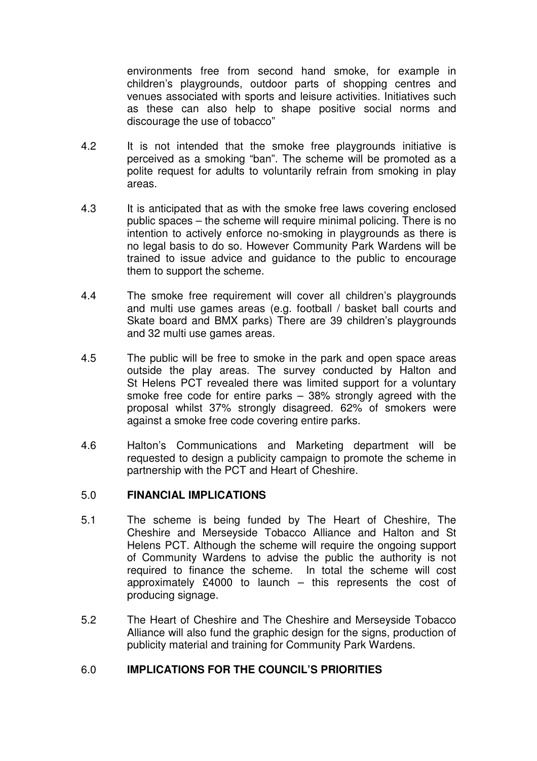environments free from second hand smoke, for example in children's playgrounds, outdoor parts of shopping centres and venues associated with sports and leisure activities. Initiatives such as these can also help to shape positive social norms and discourage the use of tobacco"

4.2 It is not intended that the smoke free playgrounds initiative is perceived as a smoking "ban". The scheme will be promoted as a polite request for adults to voluntarily refrain from smoking in play areas.

4.3 It is anticipated that as with the smoke free laws covering enclosed public spaces – the scheme will require minimal policing. There is no intention to actively enforce no-smoking in playgrounds as there is no legal basis to do so. However Community Park Wardens will be trained to issue advice and guidance to the public to encourage them to support the scheme.

4.4 The smoke free requirement will cover all children's playgrounds and multi use games areas (e.g. football / basket ball courts and Skate board and BMX parks) There are 39 children's playgrounds and 32 multi use games areas.

4.5 The public will be free to smoke in the park and open space areas outside the play areas. The survey conducted by Halton and St Helens PCT revealed there was limited support for a voluntary smoke free code for entire parks – 38% strongly agreed with the proposal whilst 37% strongly disagreed. 62% of smokers were against a smoke free code covering entire parks.

4.6 Halton's Communications and Marketing department will be requested to design a publicity campaign to promote the scheme in partnership with the PCT and Heart of Cheshire.

## 5.0 FINANCIAL IMPLICATIONS

5.1 The scheme is being funded by The Heart of Cheshire, The Cheshire and Merseyside Tobacco Alliance and Halton and St Helens PCT. Although the scheme will require the ongoing support of Community Wardens to advise the public the authority is not required to finance the scheme. In total the scheme will cost approximately £4000 to launch – this represents the cost of producing signage.

5.2 The Heart of Cheshire and The Cheshire and Merseyside Tobacco Alliance will also fund the graphic design for the signs, production of publicity material and training for Community Park Wardens.

## 6.0 IMPLICATIONS FOR THE COUNCIL'S PRIORITIES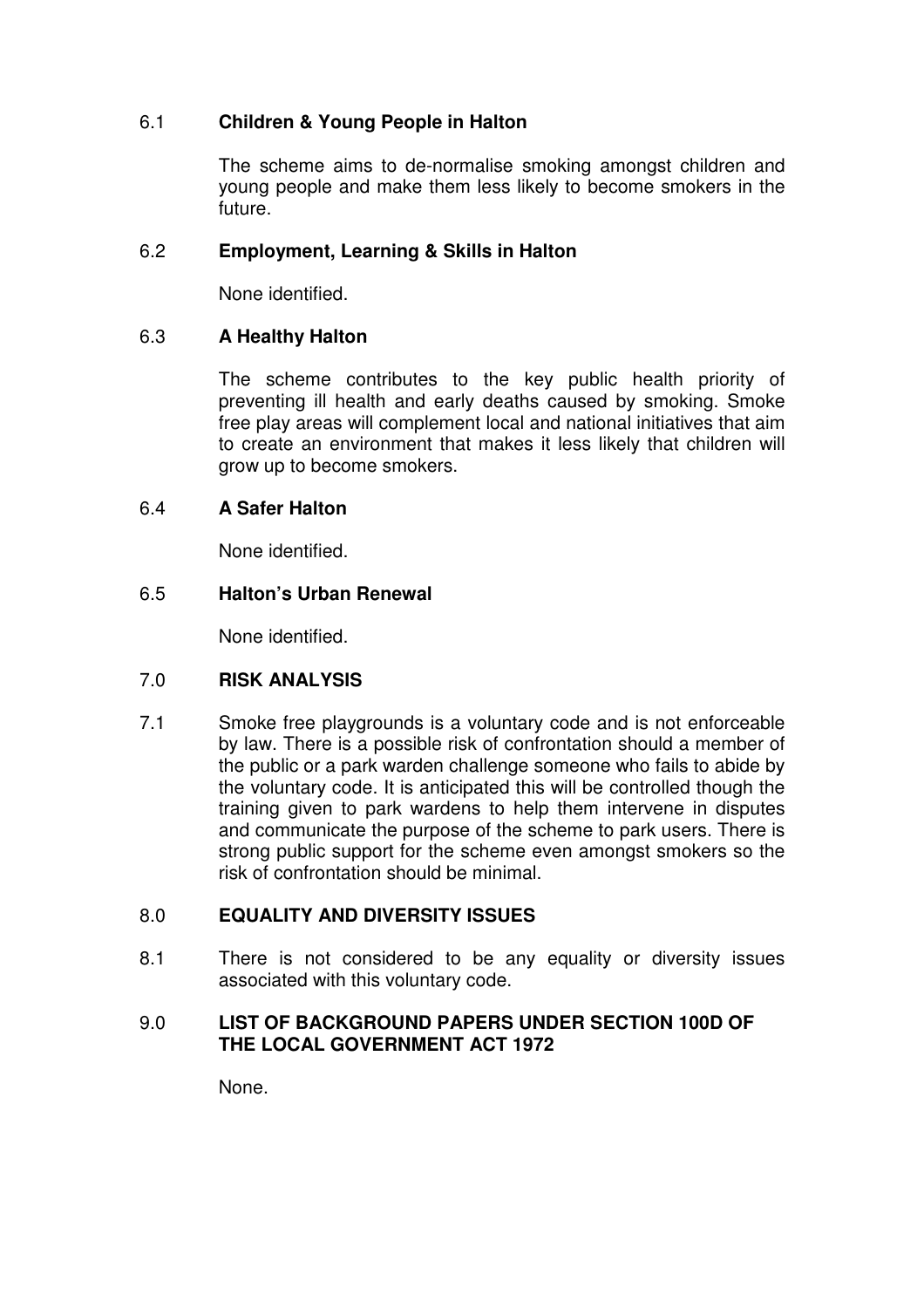### 6.1 Children & Young People in Halton

The scheme aims to de-normalise smoking amongst children and young people and make them less likely to become smokers in the future.

### 6.2 Employment, Learning & Skills in Halton

None identified.

### 6.3 A Healthy Halton

The scheme contributes to the key public health priority of preventing ill health and early deaths caused by smoking. Smoke free play areas will complement local and national initiatives that aim to create an environment that makes it less likely that children will grow up to become smokers.

### 6.4 A Safer Halton

None identified.

### 6.5 Halton's Urban Renewal

None identified.

## 7.0 RISK ANALYSIS

7.1 Smoke free playgrounds is a voluntary code and is not enforceable by law. There is a possible risk of confrontation should a member of the public or a park warden challenge someone who fails to abide by the voluntary code. It is anticipated this will be controlled though the training given to park wardens to help them intervene in disputes and communicate the purpose of the scheme to park users. There is strong public support for the scheme even amongst smokers so the risk of confrontation should be minimal.

## 8.0 EQUALITY AND DIVERSITY ISSUES

8.1 There is not considered to be any equality or diversity issues associated with this voluntary code.

## 9.0 LIST OF BACKGROUND PAPERS UNDER SECTION 100D OF THE LOCAL GOVERNMENT ACT 1972

None.